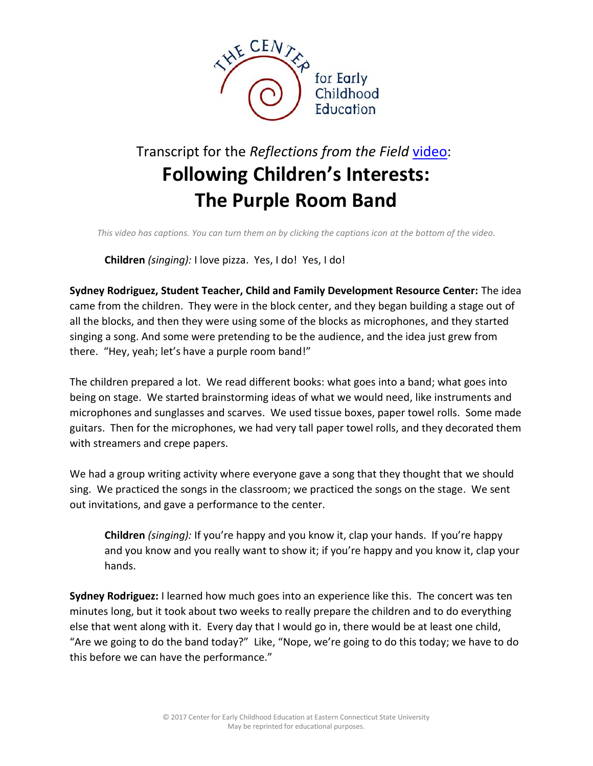THE CENTER for Early Childhood Education

Transcript for the *Reflections from the Field* video:

# Following Children's Interests: The Purple Room Band

*This video has captions. You can turn them on by clicking the captions icon at the bottom of the video.*

> **Children** *(singing):* I love pizza. Yes, I do! Yes, I do!

**Sydney Rodriguez, Student Teacher, Child and Family Development Resource Center:** The idea came from the children. They were in the block center, and they began building a stage out of all the blocks, and then they were using some of the blocks as microphones, and they started singing a song. And some were pretending to be the audience, and the idea just grew from there. "Hey, yeah; let's have a purple room band!"

The children prepared a lot. We read different books: what goes into a band; what goes into being on stage. We started brainstorming ideas of what we would need, like instruments and microphones and sunglasses and scarves. We used tissue boxes, paper towel rolls. Some made guitars. Then for the microphones, we had very tall paper towel rolls, and they decorated them with streamers and crepe papers.

We had a group writing activity where everyone gave a song that they thought that we should sing. We practiced the songs in the classroom; we practiced the songs on the stage. We sent out invitations, and gave a performance to the center.

> **Children** *(singing):* If you're happy and you know it, clap your hands. If you're happy and you know and you really want to show it; if you're happy and you know it, clap your hands.

**Sydney Rodriguez:** I learned how much goes into an experience like this. The concert was ten minutes long, but it took about two weeks to really prepare the children and to do everything else that went along with it. Every day that I would go in, there would be at least one child, "Are we going to do the band today?" Like, "Nope, we're going to do this today; we have to do this before we can have the performance."

© 2017 Center for Early Childhood Education at Eastern Connecticut State University
May be reprinted for educational purposes.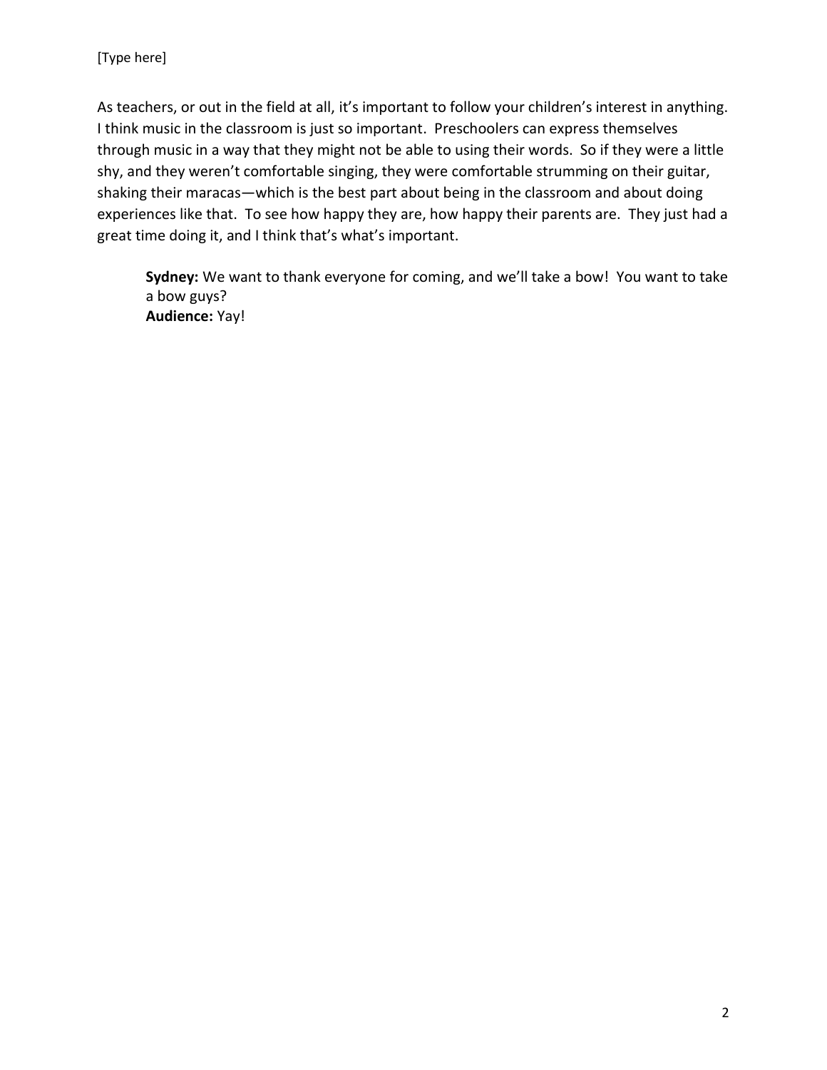As teachers, or out in the field at all, it's important to follow your children's interest in anything. I think music in the classroom is just so important. Preschoolers can express themselves through music in a way that they might not be able to using their words. So if they were a little shy, and they weren't comfortable singing, they were comfortable strumming on their guitar, shaking their maracas—which is the best part about being in the classroom and about doing experiences like that. To see how happy they are, how happy their parents are. They just had a great time doing it, and I think that's what's important.

> **Sydney:** We want to thank everyone for coming, and we'll take a bow! You want to take a bow guys?
> **Audience:** Yay!